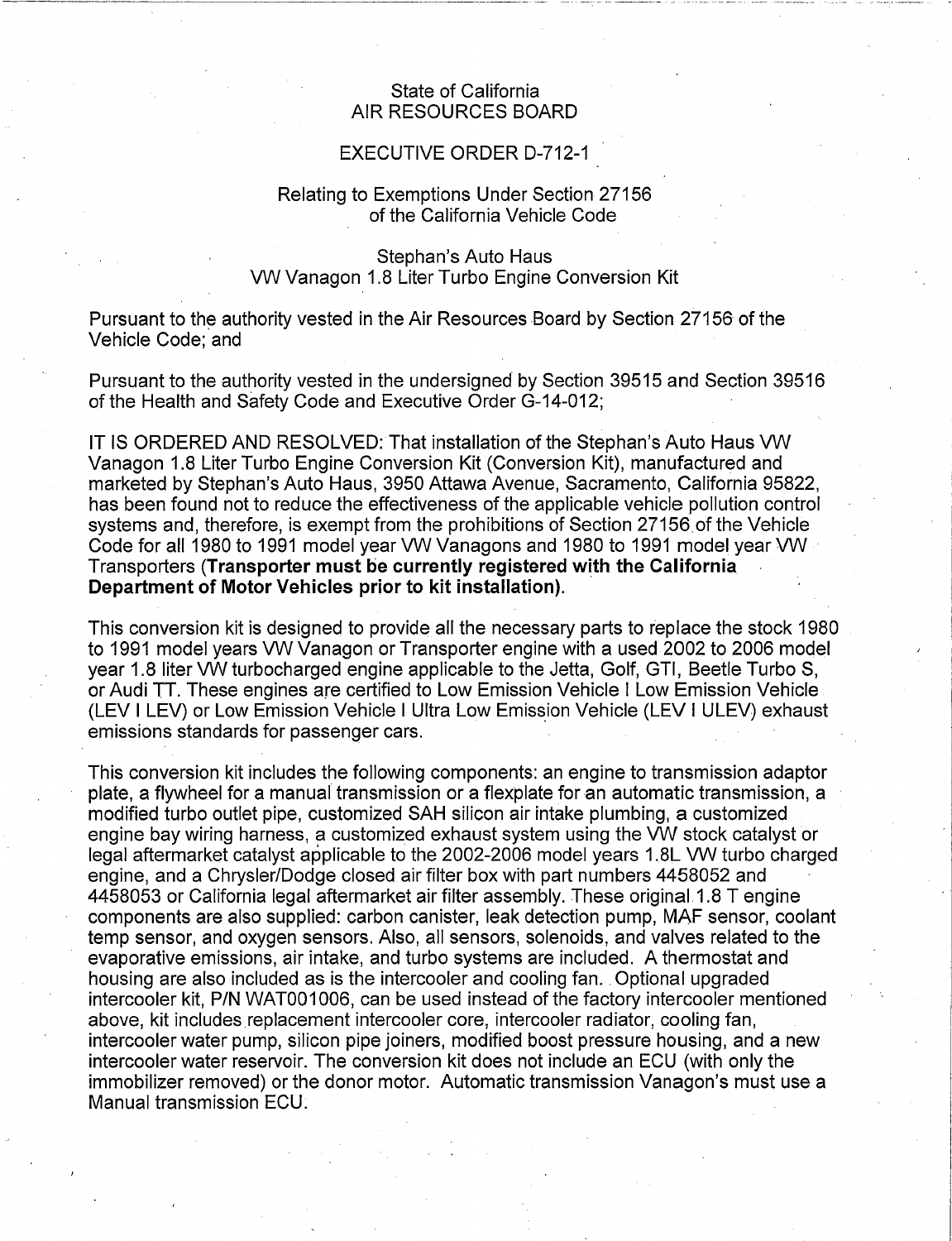State of California
AIR RESOURCES BOARD

EXECUTIVE ORDER D-712-1

Relating to Exemptions Under Section 27156
of the California Vehicle Code

Stephan's Auto Haus
VW Vanagon 1.8 Liter Turbo Engine Conversion Kit

Pursuant to the authority vested in the Air Resources Board by Section 27156 of the Vehicle Code; and

Pursuant to the authority vested in the undersigned by Section 39515 and Section 39516 of the Health and Safety Code and Executive Order G-14-012;

IT IS ORDERED AND RESOLVED: That installation of the Stephan's Auto Haus VW Vanagon 1.8 Liter Turbo Engine Conversion Kit (Conversion Kit), manufactured and marketed by Stephan's Auto Haus, 3950 Attawa Avenue, Sacramento, California 95822, has been found not to reduce the effectiveness of the applicable vehicle pollution control systems and, therefore, is exempt from the prohibitions of Section 27156 of the Vehicle Code for all 1980 to 1991 model year VW Vanagons and 1980 to 1991 model year VW Transporters (**Transporter must be currently registered with the California Department of Motor Vehicles prior to kit installation**).

This conversion kit is designed to provide all the necessary parts to replace the stock 1980 to 1991 model years VW Vanagon or Transporter engine with a used 2002 to 2006 model year 1.8 liter VW turbocharged engine applicable to the Jetta, Golf, GTI, Beetle Turbo S, or Audi TT. These engines are certified to Low Emission Vehicle I Low Emission Vehicle (LEV I LEV) or Low Emission Vehicle I Ultra Low Emission Vehicle (LEV I ULEV) exhaust emissions standards for passenger cars.

This conversion kit includes the following components: an engine to transmission adaptor plate, a flywheel for a manual transmission or a flexplate for an automatic transmission, a modified turbo outlet pipe, customized SAH silicon air intake plumbing, a customized engine bay wiring harness, a customized exhaust system using the VW stock catalyst or legal aftermarket catalyst applicable to the 2002-2006 model years 1.8L VW turbo charged engine, and a Chrysler/Dodge closed air filter box with part numbers 4458052 and 4458053 or California legal aftermarket air filter assembly. These original 1.8 T engine components are also supplied: carbon canister, leak detection pump, MAF sensor, coolant temp sensor, and oxygen sensors. Also, all sensors, solenoids, and valves related to the evaporative emissions, air intake, and turbo systems are included. A thermostat and housing are also included as is the intercooler and cooling fan. Optional upgraded intercooler kit, P/N WAT001006, can be used instead of the factory intercooler mentioned above, kit includes replacement intercooler core, intercooler radiator, cooling fan, intercooler water pump, silicon pipe joiners, modified boost pressure housing, and a new intercooler water reservoir. The conversion kit does not include an ECU (with only the immobilizer removed) or the donor motor. Automatic transmission Vanagon's must use a Manual transmission ECU.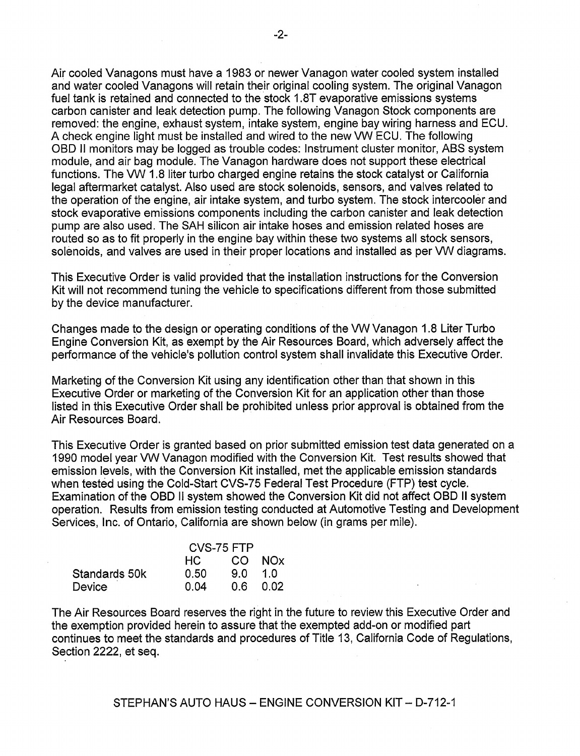Air cooled Vanagons must have a 1983 or newer Vanagon water cooled system installed and water cooled Vanagons will retain their original cooling system. The original Vanagon fuel tank is retained and connected to the stock 1.8T evaporative emissions systems carbon canister and leak detection pump. The following Vanagon Stock components are removed: the engine, exhaust system, intake system, engine bay wiring harness and ECU. A check engine light must be installed and wired to the new VW ECU. The following OBD II monitors may be logged as trouble codes: Instrument cluster monitor, ABS system module, and air bag module. The Vanagon hardware does not support these electrical functions. The VW 1.8 liter turbo charged engine retains the stock catalyst or California legal aftermarket catalyst. Also used are stock solenoids, sensors, and valves related to the operation of the engine, air intake system, and turbo system. The stock intercooler and stock evaporative emissions components including the carbon canister and leak detection pump are also used. The SAH silicon air intake hoses and emission related hoses are routed so as to fit properly in the engine bay within these two systems all stock sensors, solenoids, and valves are used in their proper locations and installed as per VW diagrams.

This Executive Order is valid provided that the installation instructions for the Conversion Kit will not recommend tuning the vehicle to specifications different from those submitted by the device manufacturer.

Changes made to the design or operating conditions of the VW Vanagon 1.8 Liter Turbo Engine Conversion Kit, as exempt by the Air Resources Board, which adversely affect the performance of the vehicle's pollution control system shall invalidate this Executive Order.

Marketing of the Conversion Kit using any identification other than that shown in this Executive Order or marketing of the Conversion Kit for an application other than those listed in this Executive Order shall be prohibited unless prior approval is obtained from the Air Resources Board.

This Executive Order is granted based on prior submitted emission test data generated on a 1990 model year VW Vanagon modified with the Conversion Kit. Test results showed that emission levels, with the Conversion Kit installed, met the applicable emission standards when tested using the Cold-Start CVS-75 Federal Test Procedure (FTP) test cycle. Examination of the OBD II system showed the Conversion Kit did not affect OBD II system operation. Results from emission testing conducted at Automotive Testing and Development Services, Inc. of Ontario, California are shown below (in grams per mile).

| | CVS-75 FTP | | |
|---|---|---|---|
| | HC | CO | NOx |
| Standards 50k | 0.50 | 9.0 | 1.0 |
| Device | 0.04 | 0.6 | 0.02 |

The Air Resources Board reserves the right in the future to review this Executive Order and the exemption provided herein to assure that the exempted add-on or modified part continues to meet the standards and procedures of Title 13, California Code of Regulations, Section 2222, et seq.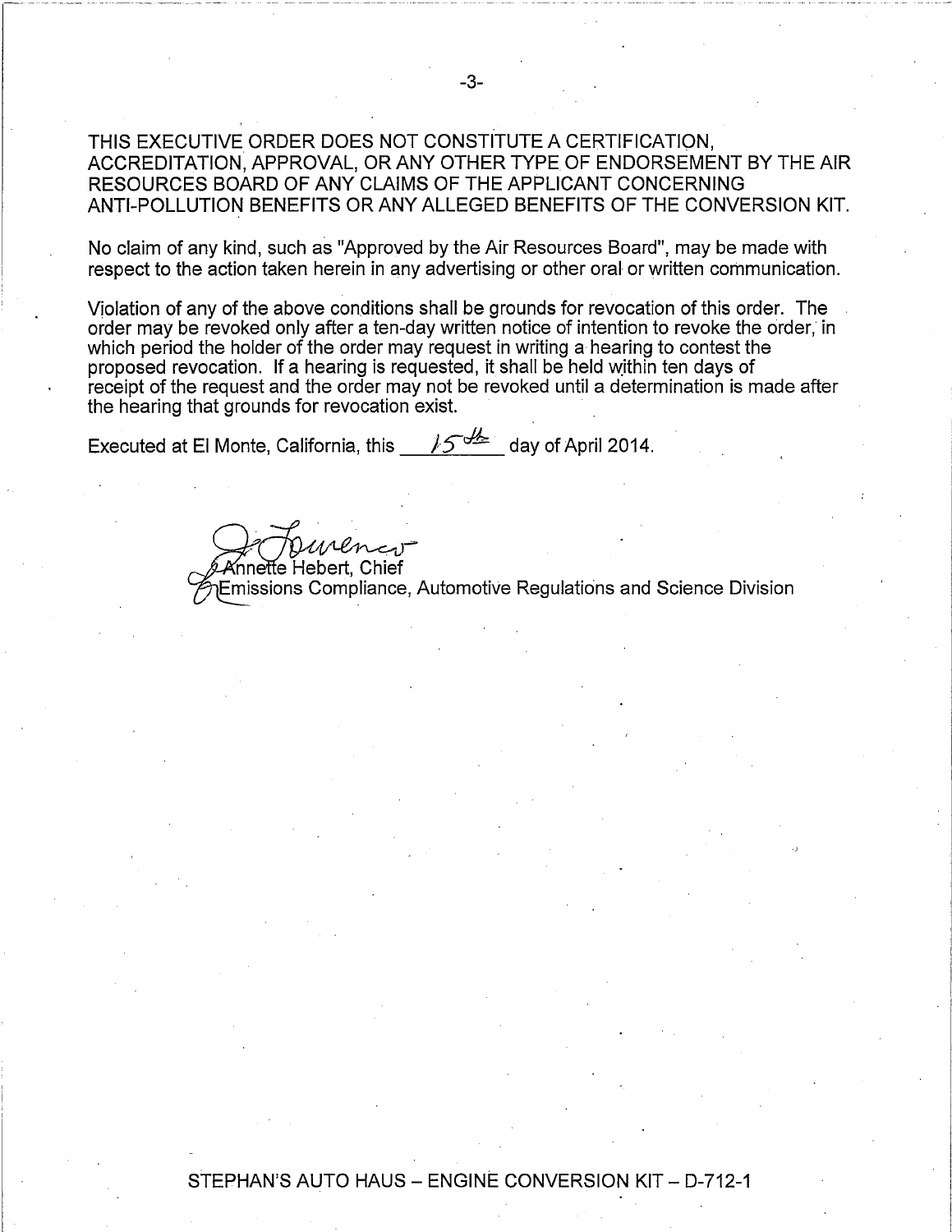THIS EXECUTIVE ORDER DOES NOT CONSTITUTE A CERTIFICATION, ACCREDITATION, APPROVAL, OR ANY OTHER TYPE OF ENDORSEMENT BY THE AIR RESOURCES BOARD OF ANY CLAIMS OF THE APPLICANT CONCERNING ANTI-POLLUTION BENEFITS OR ANY ALLEGED BENEFITS OF THE CONVERSION KIT.

No claim of any kind, such as "Approved by the Air Resources Board", may be made with respect to the action taken herein in any advertising or other oral or written communication.

Violation of any of the above conditions shall be grounds for revocation of this order. The order may be revoked only after a ten-day written notice of intention to revoke the order, in which period the holder of the order may request in writing a hearing to contest the proposed revocation. If a hearing is requested, it shall be held within ten days of receipt of the request and the order may not be revoked until a determination is made after the hearing that grounds for revocation exist.

Executed at El Monte, California, this 15th day of April 2014.

Annette Hebert, Chief
Emissions Compliance, Automotive Regulations and Science Division

STEPHAN'S AUTO HAUS – ENGINE CONVERSION KIT – D-712-1